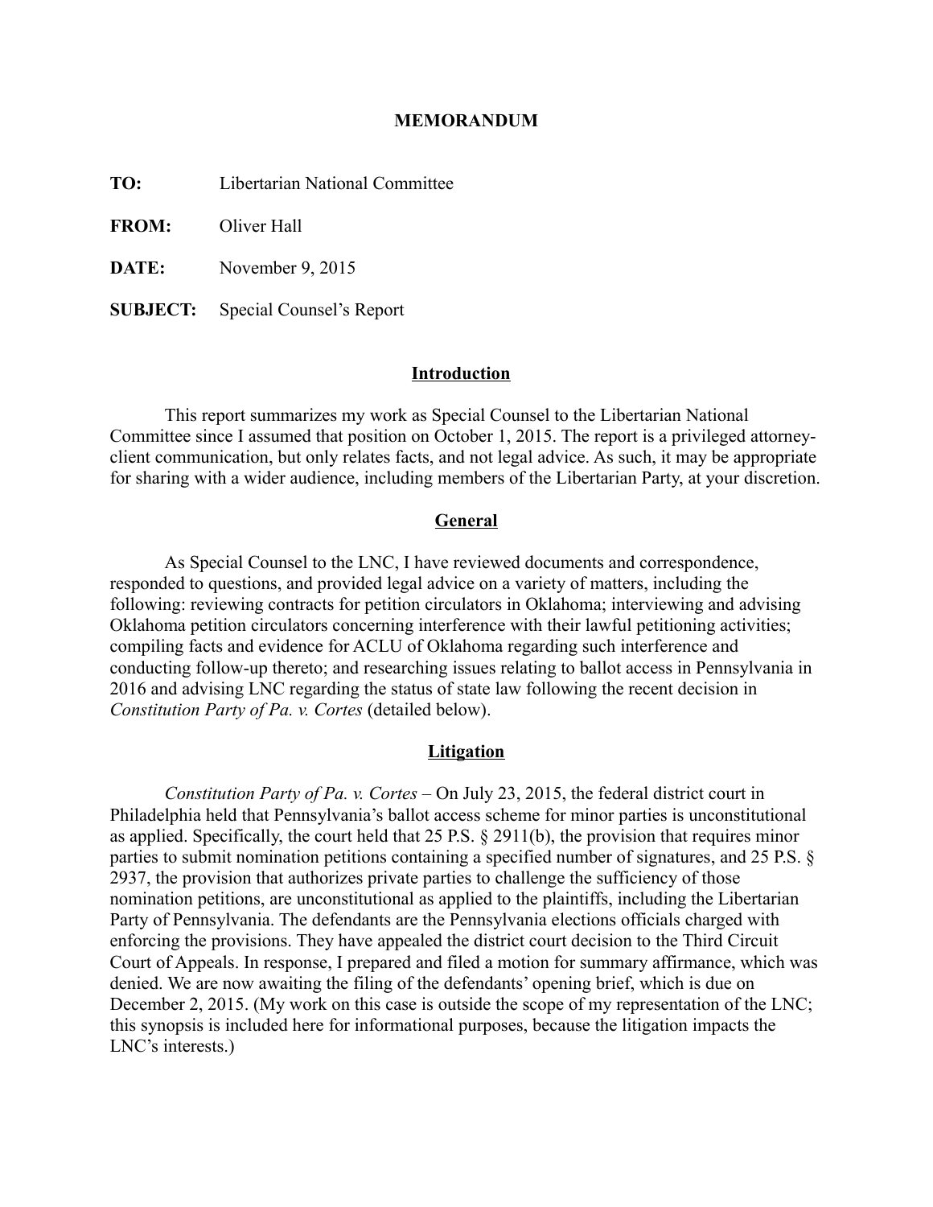# MEMORANDUM

**TO:** Libertarian National Committee

**FROM:** Oliver Hall

**DATE:** November 9, 2015

**SUBJECT:** Special Counsel's Report

## Introduction

This report summarizes my work as Special Counsel to the Libertarian National Committee since I assumed that position on October 1, 2015. The report is a privileged attorney-client communication, but only relates facts, and not legal advice. As such, it may be appropriate for sharing with a wider audience, including members of the Libertarian Party, at your discretion.

## General

As Special Counsel to the LNC, I have reviewed documents and correspondence, responded to questions, and provided legal advice on a variety of matters, including the following: reviewing contracts for petition circulators in Oklahoma; interviewing and advising Oklahoma petition circulators concerning interference with their lawful petitioning activities; compiling facts and evidence for ACLU of Oklahoma regarding such interference and conducting follow-up thereto; and researching issues relating to ballot access in Pennsylvania in 2016 and advising LNC regarding the status of state law following the recent decision in *Constitution Party of Pa. v. Cortes* (detailed below).

## Litigation

*Constitution Party of Pa. v. Cortes* – On July 23, 2015, the federal district court in Philadelphia held that Pennsylvania's ballot access scheme for minor parties is unconstitutional as applied. Specifically, the court held that 25 P.S. § 2911(b), the provision that requires minor parties to submit nomination petitions containing a specified number of signatures, and 25 P.S. § 2937, the provision that authorizes private parties to challenge the sufficiency of those nomination petitions, are unconstitutional as applied to the plaintiffs, including the Libertarian Party of Pennsylvania. The defendants are the Pennsylvania elections officials charged with enforcing the provisions. They have appealed the district court decision to the Third Circuit Court of Appeals. In response, I prepared and filed a motion for summary affirmance, which was denied. We are now awaiting the filing of the defendants' opening brief, which is due on December 2, 2015. (My work on this case is outside the scope of my representation of the LNC; this synopsis is included here for informational purposes, because the litigation impacts the LNC's interests.)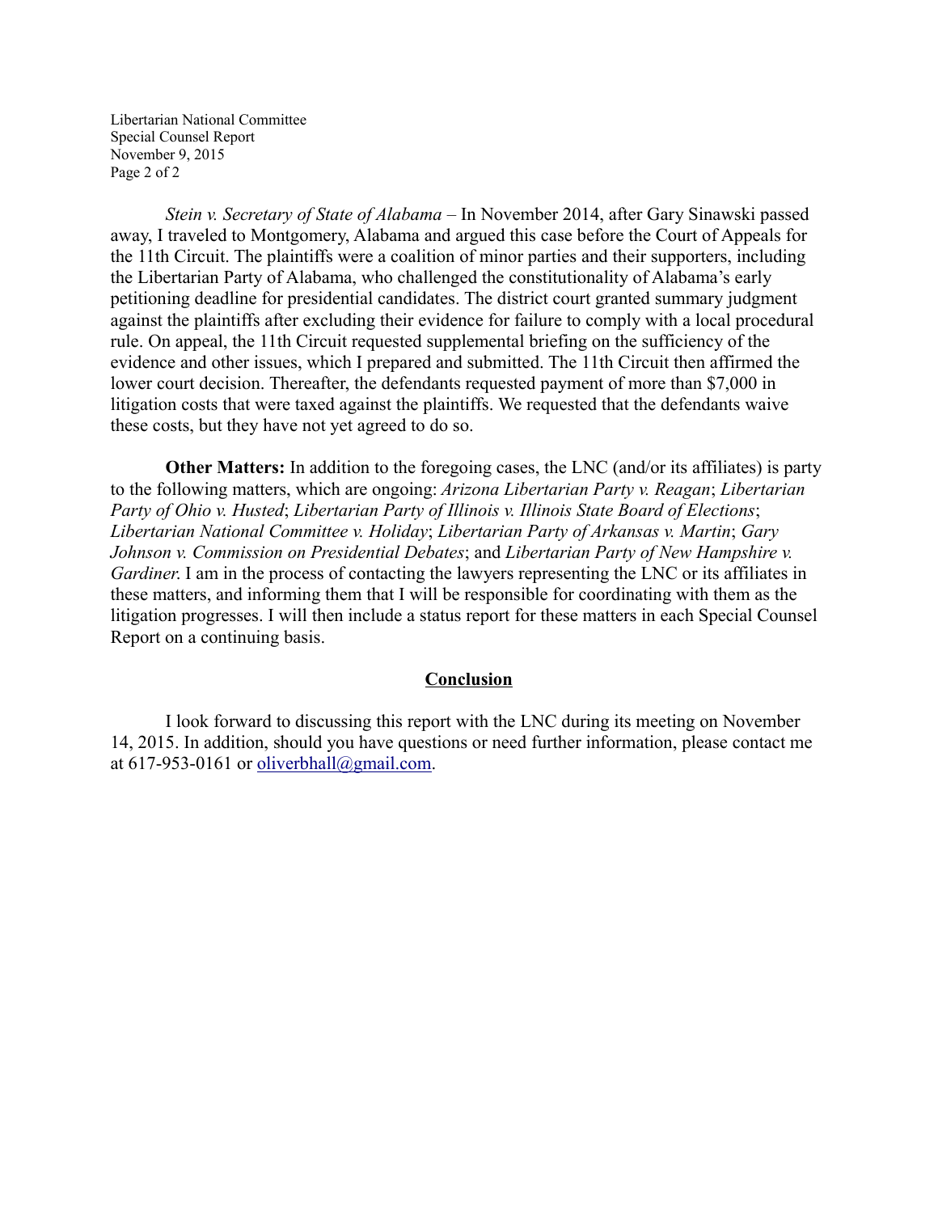*Stein v. Secretary of State of Alabama* – In November 2014, after Gary Sinawski passed away, I traveled to Montgomery, Alabama and argued this case before the Court of Appeals for the 11th Circuit. The plaintiffs were a coalition of minor parties and their supporters, including the Libertarian Party of Alabama, who challenged the constitutionality of Alabama's early petitioning deadline for presidential candidates. The district court granted summary judgment against the plaintiffs after excluding their evidence for failure to comply with a local procedural rule. On appeal, the 11th Circuit requested supplemental briefing on the sufficiency of the evidence and other issues, which I prepared and submitted. The 11th Circuit then affirmed the lower court decision. Thereafter, the defendants requested payment of more than $7,000 in litigation costs that were taxed against the plaintiffs. We requested that the defendants waive these costs, but they have not yet agreed to do so.

**Other Matters:** In addition to the foregoing cases, the LNC (and/or its affiliates) is party to the following matters, which are ongoing: *Arizona Libertarian Party v. Reagan*; *Libertarian Party of Ohio v. Husted*; *Libertarian Party of Illinois v. Illinois State Board of Elections*; *Libertarian National Committee v. Holiday*; *Libertarian Party of Arkansas v. Martin*; *Gary Johnson v. Commission on Presidential Debates*; and *Libertarian Party of New Hampshire v. Gardiner*. I am in the process of contacting the lawyers representing the LNC or its affiliates in these matters, and informing them that I will be responsible for coordinating with them as the litigation progresses. I will then include a status report for these matters in each Special Counsel Report on a continuing basis.

## Conclusion

I look forward to discussing this report with the LNC during its meeting on November 14, 2015. In addition, should you have questions or need further information, please contact me at 617-953-0161 or oliverbhall@gmail.com.